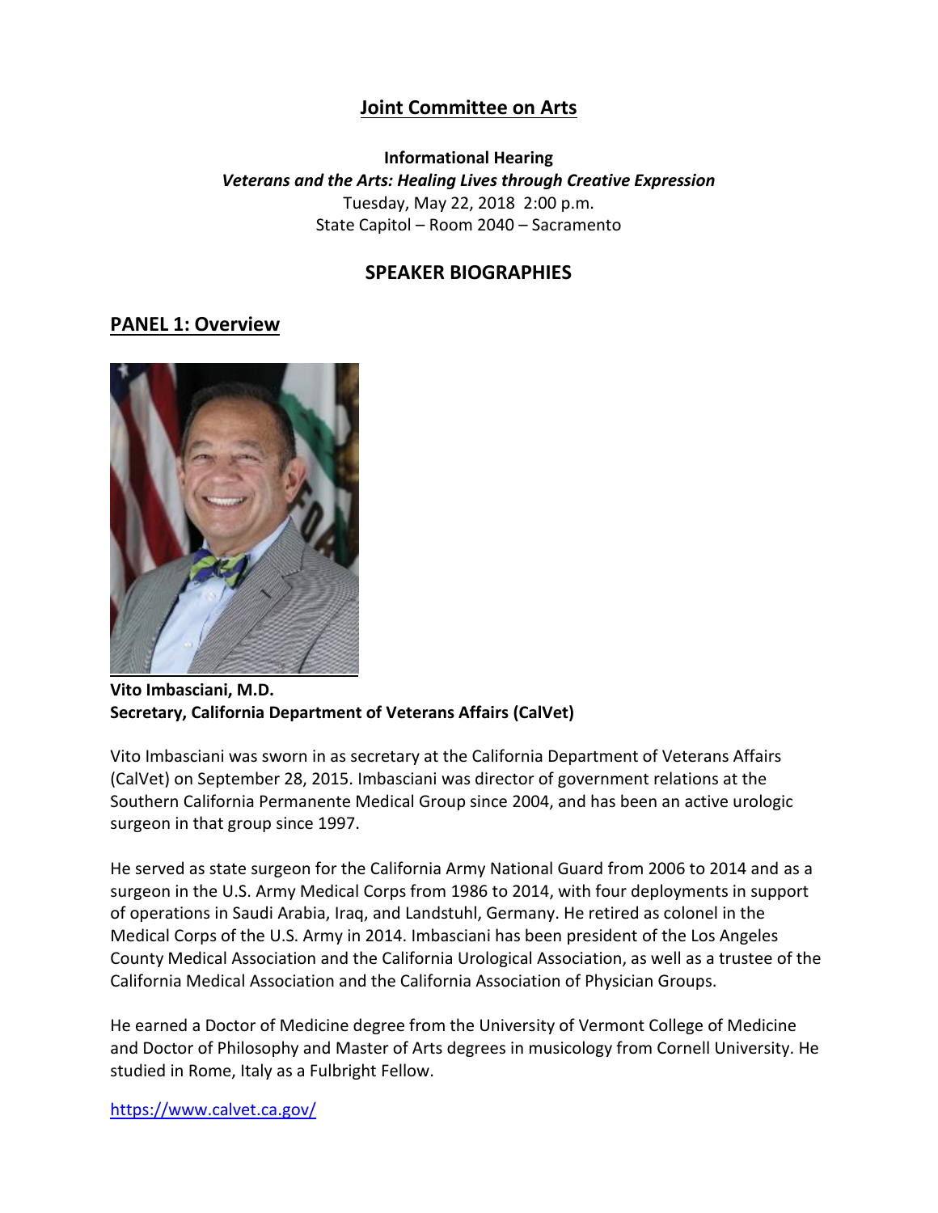# Joint Committee on Arts

**Informational Hearing**

***Veterans and the Arts: Healing Lives through Creative Expression***

Tuesday, May 22, 2018 2:00 p.m.

State Capitol – Room 2040 – Sacramento

## SPEAKER BIOGRAPHIES

## PANEL 1: Overview

**Vito Imbasciani, M.D.**
**Secretary, California Department of Veterans Affairs (CalVet)**

Vito Imbasciani was sworn in as secretary at the California Department of Veterans Affairs (CalVet) on September 28, 2015. Imbasciani was director of government relations at the Southern California Permanente Medical Group since 2004, and has been an active urologic surgeon in that group since 1997.

He served as state surgeon for the California Army National Guard from 2006 to 2014 and as a surgeon in the U.S. Army Medical Corps from 1986 to 2014, with four deployments in support of operations in Saudi Arabia, Iraq, and Landstuhl, Germany. He retired as colonel in the Medical Corps of the U.S. Army in 2014. Imbasciani has been president of the Los Angeles County Medical Association and the California Urological Association, as well as a trustee of the California Medical Association and the California Association of Physician Groups.

He earned a Doctor of Medicine degree from the University of Vermont College of Medicine and Doctor of Philosophy and Master of Arts degrees in musicology from Cornell University. He studied in Rome, Italy as a Fulbright Fellow.

https://www.calvet.ca.gov/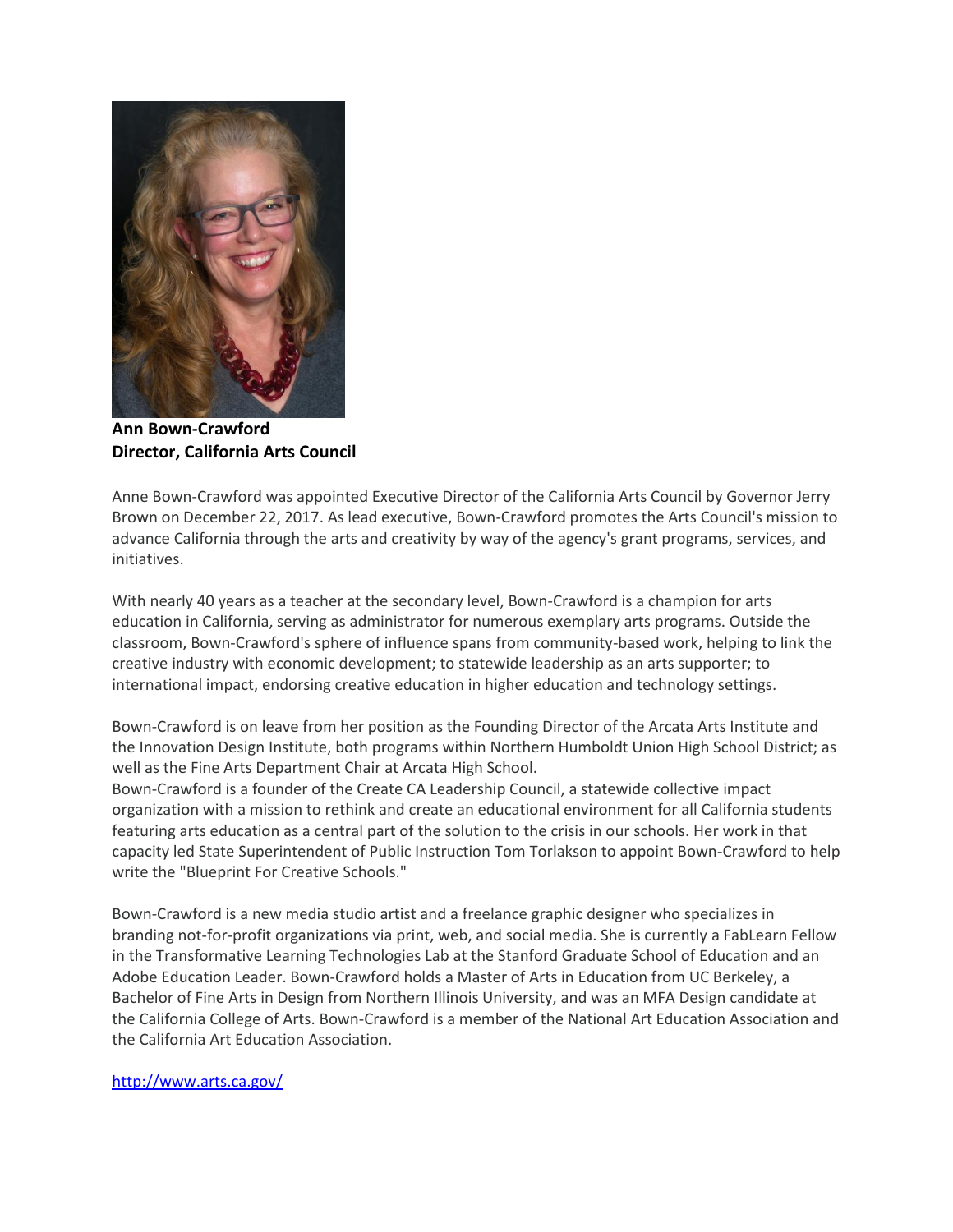**Ann Bown-Crawford**
**Director, California Arts Council**

Anne Bown-Crawford was appointed Executive Director of the California Arts Council by Governor Jerry Brown on December 22, 2017. As lead executive, Bown-Crawford promotes the Arts Council's mission to advance California through the arts and creativity by way of the agency's grant programs, services, and initiatives.

With nearly 40 years as a teacher at the secondary level, Bown-Crawford is a champion for arts education in California, serving as administrator for numerous exemplary arts programs. Outside the classroom, Bown-Crawford's sphere of influence spans from community-based work, helping to link the creative industry with economic development; to statewide leadership as an arts supporter; to international impact, endorsing creative education in higher education and technology settings.

Bown-Crawford is on leave from her position as the Founding Director of the Arcata Arts Institute and the Innovation Design Institute, both programs within Northern Humboldt Union High School District; as well as the Fine Arts Department Chair at Arcata High School.
Bown-Crawford is a founder of the Create CA Leadership Council, a statewide collective impact organization with a mission to rethink and create an educational environment for all California students featuring arts education as a central part of the solution to the crisis in our schools. Her work in that capacity led State Superintendent of Public Instruction Tom Torlakson to appoint Bown-Crawford to help write the "Blueprint For Creative Schools."

Bown-Crawford is a new media studio artist and a freelance graphic designer who specializes in branding not-for-profit organizations via print, web, and social media. She is currently a FabLearn Fellow in the Transformative Learning Technologies Lab at the Stanford Graduate School of Education and an Adobe Education Leader. Bown-Crawford holds a Master of Arts in Education from UC Berkeley, a Bachelor of Fine Arts in Design from Northern Illinois University, and was an MFA Design candidate at the California College of Arts. Bown-Crawford is a member of the National Art Education Association and the California Art Education Association.

http://www.arts.ca.gov/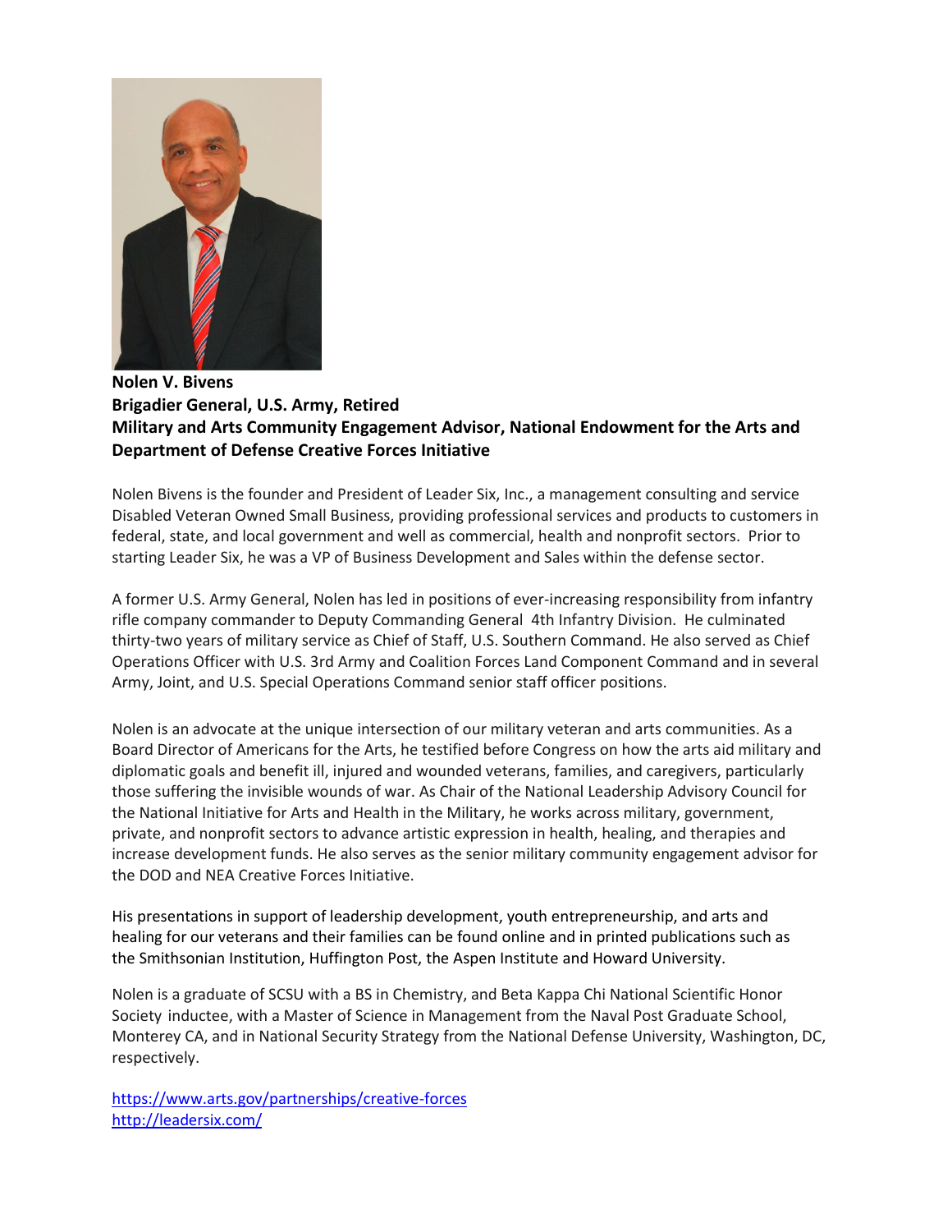**Nolen V. Bivens**
**Brigadier General, U.S. Army, Retired**
**Military and Arts Community Engagement Advisor, National Endowment for the Arts and Department of Defense Creative Forces Initiative**

Nolen Bivens is the founder and President of Leader Six, Inc., a management consulting and service Disabled Veteran Owned Small Business, providing professional services and products to customers in federal, state, and local government and well as commercial, health and nonprofit sectors. Prior to starting Leader Six, he was a VP of Business Development and Sales within the defense sector.

A former U.S. Army General, Nolen has led in positions of ever-increasing responsibility from infantry rifle company commander to Deputy Commanding General 4th Infantry Division. He culminated thirty-two years of military service as Chief of Staff, U.S. Southern Command. He also served as Chief Operations Officer with U.S. 3rd Army and Coalition Forces Land Component Command and in several Army, Joint, and U.S. Special Operations Command senior staff officer positions.

Nolen is an advocate at the unique intersection of our military veteran and arts communities. As a Board Director of Americans for the Arts, he testified before Congress on how the arts aid military and diplomatic goals and benefit ill, injured and wounded veterans, families, and caregivers, particularly those suffering the invisible wounds of war. As Chair of the National Leadership Advisory Council for the National Initiative for Arts and Health in the Military, he works across military, government, private, and nonprofit sectors to advance artistic expression in health, healing, and therapies and increase development funds. He also serves as the senior military community engagement advisor for the DOD and NEA Creative Forces Initiative.

His presentations in support of leadership development, youth entrepreneurship, and arts and healing for our veterans and their families can be found online and in printed publications such as the Smithsonian Institution, Huffington Post, the Aspen Institute and Howard University.

Nolen is a graduate of SCSU with a BS in Chemistry, and Beta Kappa Chi National Scientific Honor Society inductee, with a Master of Science in Management from the Naval Post Graduate School, Monterey CA, and in National Security Strategy from the National Defense University, Washington, DC, respectively.

https://www.arts.gov/partnerships/creative-forces
http://leadersix.com/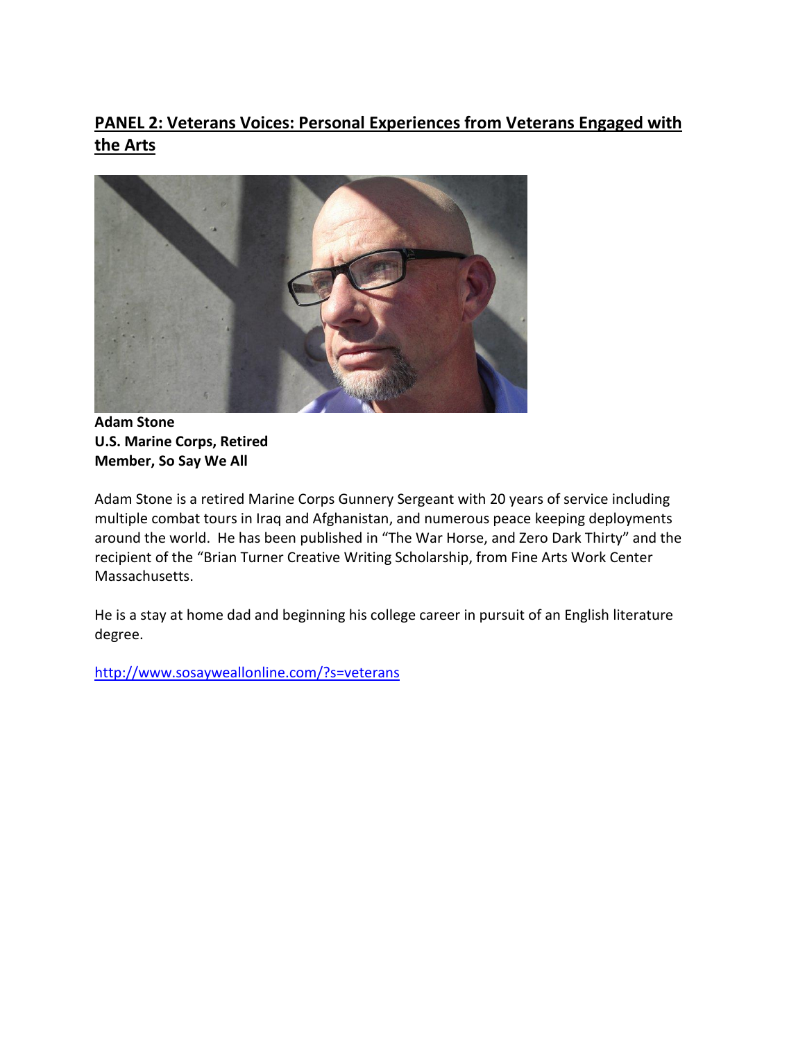## PANEL 2: Veterans Voices: Personal Experiences from Veterans Engaged with the Arts

**Adam Stone**
**U.S. Marine Corps, Retired**
**Member, So Say We All**

Adam Stone is a retired Marine Corps Gunnery Sergeant with 20 years of service including multiple combat tours in Iraq and Afghanistan, and numerous peace keeping deployments around the world. He has been published in "The War Horse, and Zero Dark Thirty" and the recipient of the "Brian Turner Creative Writing Scholarship, from Fine Arts Work Center Massachusetts.

He is a stay at home dad and beginning his college career in pursuit of an English literature degree.

http://www.sosayweallonline.com/?s=veterans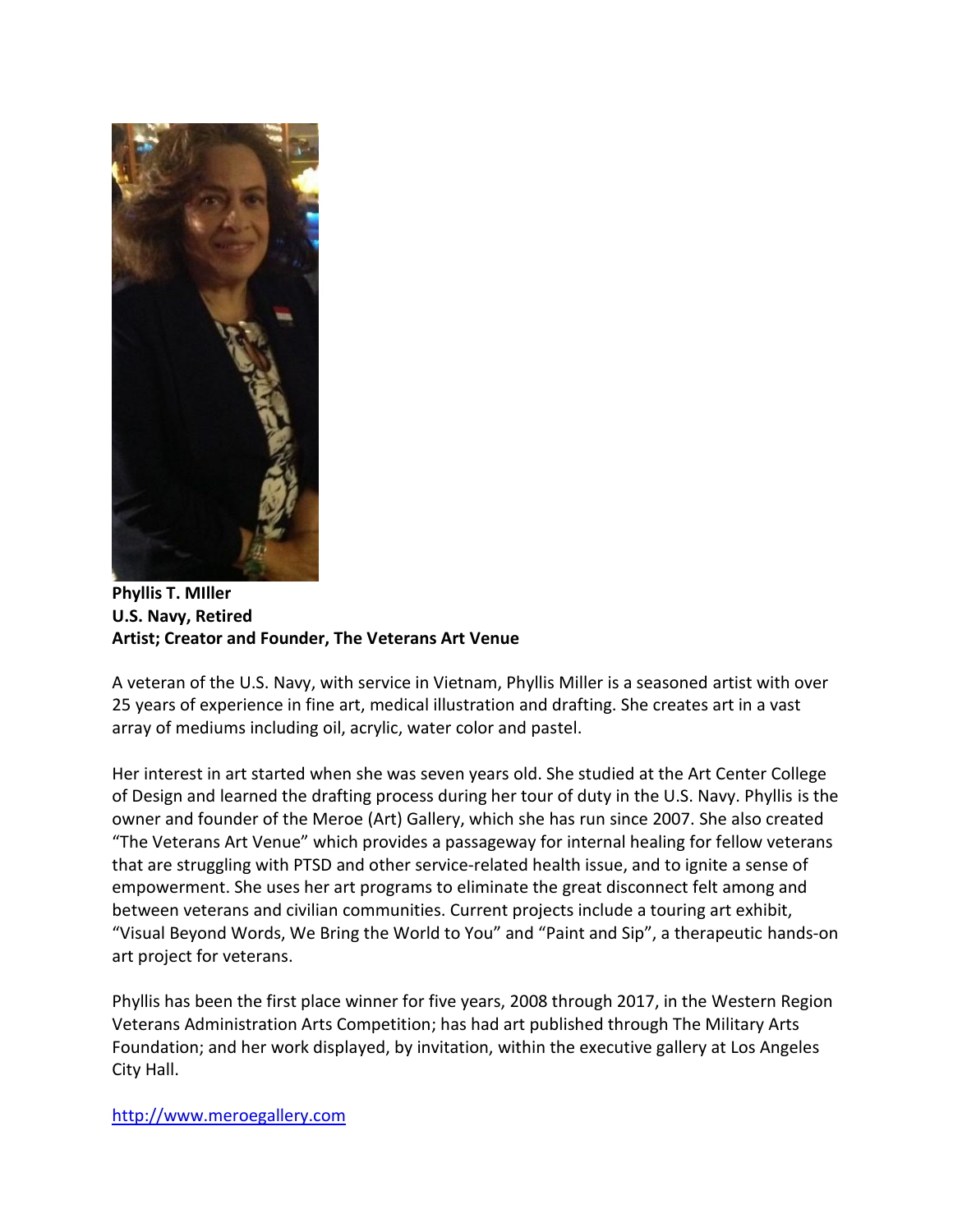**Phyllis T. MIller**
**U.S. Navy, Retired**
**Artist; Creator and Founder, The Veterans Art Venue**

A veteran of the U.S. Navy, with service in Vietnam, Phyllis Miller is a seasoned artist with over 25 years of experience in fine art, medical illustration and drafting. She creates art in a vast array of mediums including oil, acrylic, water color and pastel.

Her interest in art started when she was seven years old. She studied at the Art Center College of Design and learned the drafting process during her tour of duty in the U.S. Navy. Phyllis is the owner and founder of the Meroe (Art) Gallery, which she has run since 2007. She also created "The Veterans Art Venue" which provides a passageway for internal healing for fellow veterans that are struggling with PTSD and other service-related health issue, and to ignite a sense of empowerment. She uses her art programs to eliminate the great disconnect felt among and between veterans and civilian communities. Current projects include a touring art exhibit, "Visual Beyond Words, We Bring the World to You" and "Paint and Sip", a therapeutic hands-on art project for veterans.

Phyllis has been the first place winner for five years, 2008 through 2017, in the Western Region Veterans Administration Arts Competition; has had art published through The Military Arts Foundation; and her work displayed, by invitation, within the executive gallery at Los Angeles City Hall.

[http://www.meroegallery.com](http://www.meroegallery.com)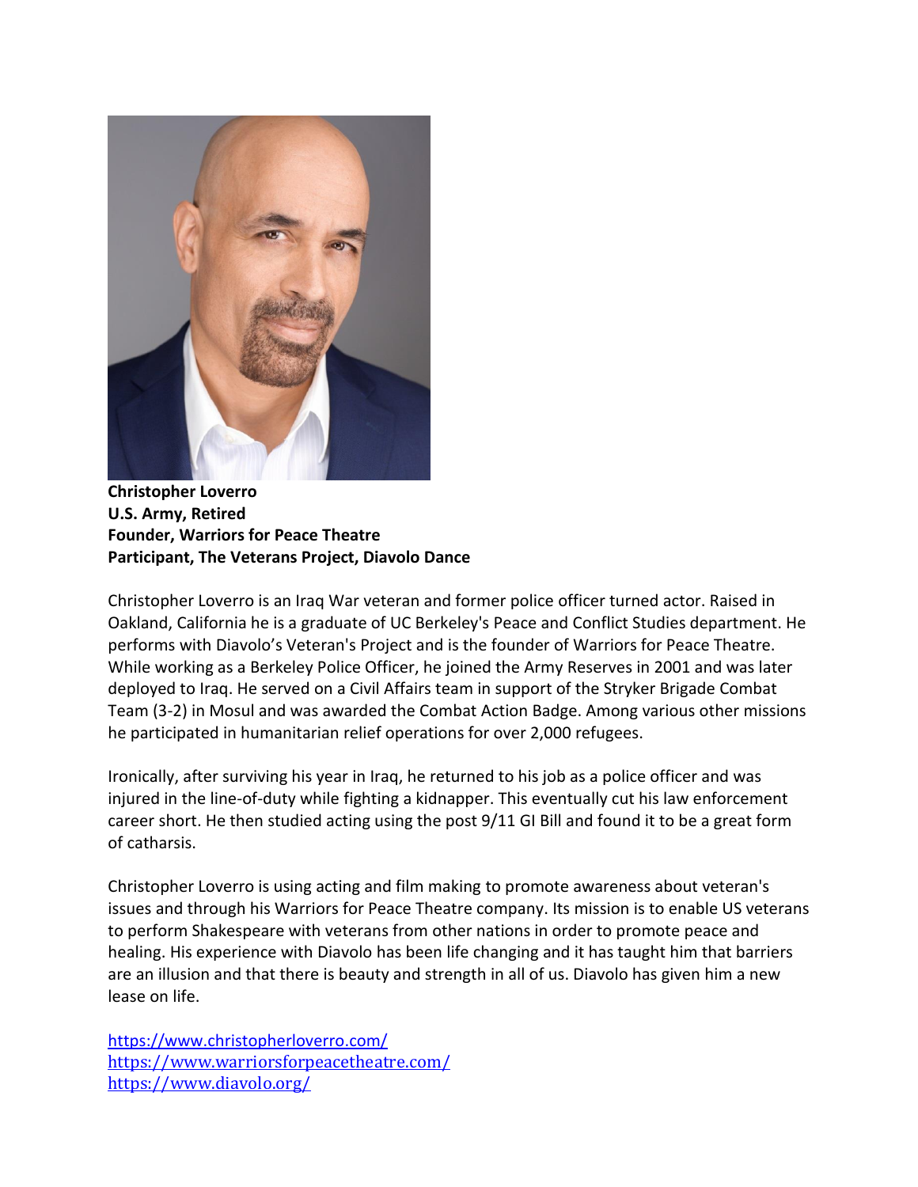**Christopher Loverro**
**U.S. Army, Retired**
**Founder, Warriors for Peace Theatre**
**Participant, The Veterans Project, Diavolo Dance**

Christopher Loverro is an Iraq War veteran and former police officer turned actor. Raised in Oakland, California he is a graduate of UC Berkeley's Peace and Conflict Studies department. He performs with Diavolo's Veteran's Project and is the founder of Warriors for Peace Theatre. While working as a Berkeley Police Officer, he joined the Army Reserves in 2001 and was later deployed to Iraq. He served on a Civil Affairs team in support of the Stryker Brigade Combat Team (3-2) in Mosul and was awarded the Combat Action Badge. Among various other missions he participated in humanitarian relief operations for over 2,000 refugees.

Ironically, after surviving his year in Iraq, he returned to his job as a police officer and was injured in the line-of-duty while fighting a kidnapper. This eventually cut his law enforcement career short. He then studied acting using the post 9/11 GI Bill and found it to be a great form of catharsis.

Christopher Loverro is using acting and film making to promote awareness about veteran's issues and through his Warriors for Peace Theatre company. Its mission is to enable US veterans to perform Shakespeare with veterans from other nations in order to promote peace and healing. His experience with Diavolo has been life changing and it has taught him that barriers are an illusion and that there is beauty and strength in all of us. Diavolo has given him a new lease on life.

https://www.christopherloverro.com/
https://www.warriorsforpeacetheatre.com/
https://www.diavolo.org/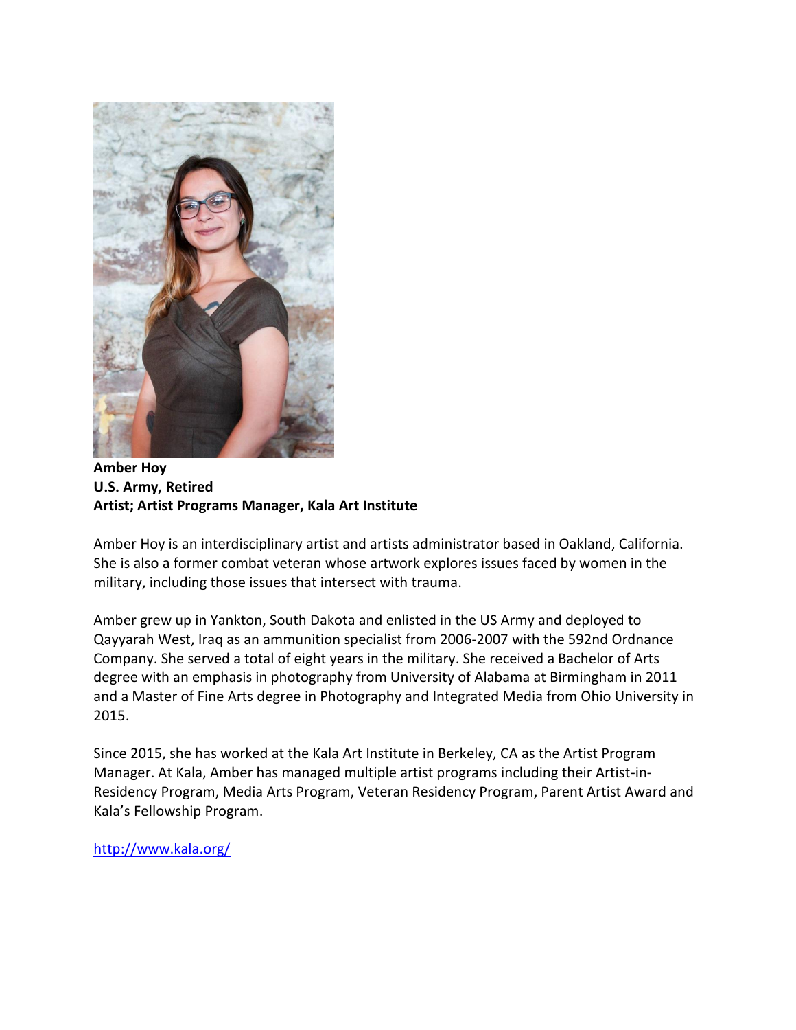**Amber Hoy**
**U.S. Army, Retired**
**Artist; Artist Programs Manager, Kala Art Institute**

Amber Hoy is an interdisciplinary artist and artists administrator based in Oakland, California. She is also a former combat veteran whose artwork explores issues faced by women in the military, including those issues that intersect with trauma.

Amber grew up in Yankton, South Dakota and enlisted in the US Army and deployed to Qayyarah West, Iraq as an ammunition specialist from 2006-2007 with the 592nd Ordnance Company. She served a total of eight years in the military. She received a Bachelor of Arts degree with an emphasis in photography from University of Alabama at Birmingham in 2011 and a Master of Fine Arts degree in Photography and Integrated Media from Ohio University in 2015.

Since 2015, she has worked at the Kala Art Institute in Berkeley, CA as the Artist Program Manager. At Kala, Amber has managed multiple artist programs including their Artist-in-Residency Program, Media Arts Program, Veteran Residency Program, Parent Artist Award and Kala's Fellowship Program.

http://www.kala.org/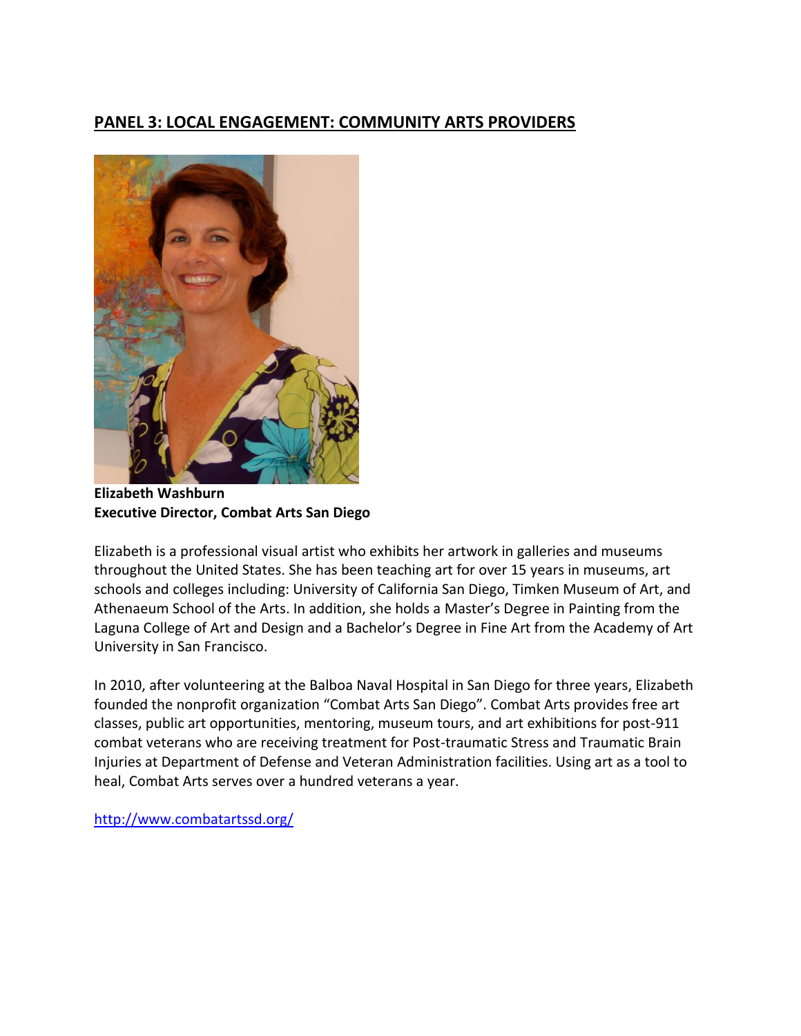## PANEL 3: LOCAL ENGAGEMENT: COMMUNITY ARTS PROVIDERS

**Elizabeth Washburn**
**Executive Director, Combat Arts San Diego**

Elizabeth is a professional visual artist who exhibits her artwork in galleries and museums throughout the United States. She has been teaching art for over 15 years in museums, art schools and colleges including: University of California San Diego, Timken Museum of Art, and Athenaeum School of the Arts. In addition, she holds a Master's Degree in Painting from the Laguna College of Art and Design and a Bachelor's Degree in Fine Art from the Academy of Art University in San Francisco.

In 2010, after volunteering at the Balboa Naval Hospital in San Diego for three years, Elizabeth founded the nonprofit organization "Combat Arts San Diego". Combat Arts provides free art classes, public art opportunities, mentoring, museum tours, and art exhibitions for post-911 combat veterans who are receiving treatment for Post-traumatic Stress and Traumatic Brain Injuries at Department of Defense and Veteran Administration facilities. Using art as a tool to heal, Combat Arts serves over a hundred veterans a year.

http://www.combatartssd.org/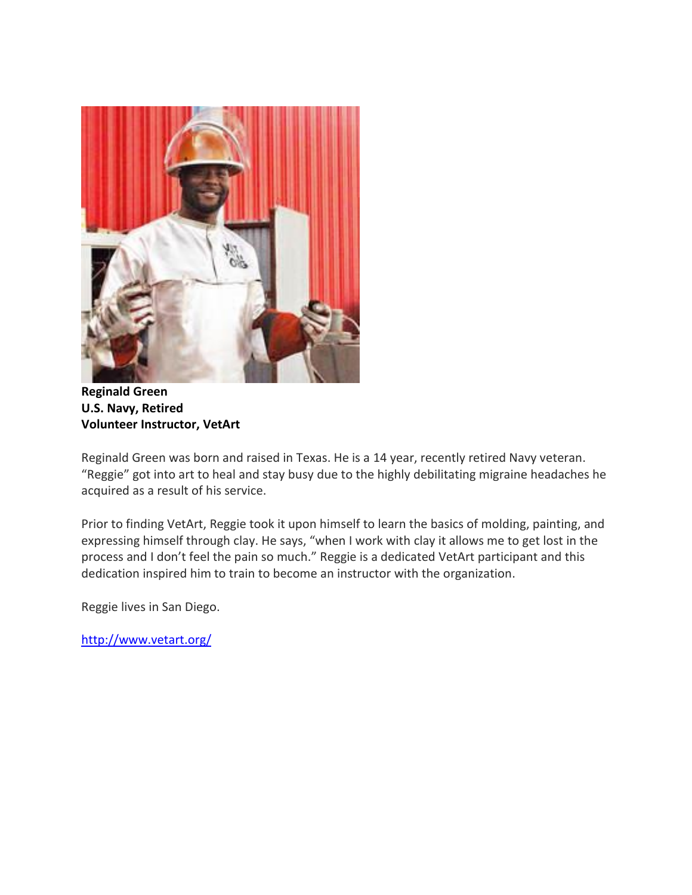**Reginald Green**
**U.S. Navy, Retired**
**Volunteer Instructor, VetArt**

Reginald Green was born and raised in Texas. He is a 14 year, recently retired Navy veteran. “Reggie” got into art to heal and stay busy due to the highly debilitating migraine headaches he acquired as a result of his service.

Prior to finding VetArt, Reggie took it upon himself to learn the basics of molding, painting, and expressing himself through clay. He says, “when I work with clay it allows me to get lost in the process and I don’t feel the pain so much.” Reggie is a dedicated VetArt participant and this dedication inspired him to train to become an instructor with the organization.

Reggie lives in San Diego.

http://www.vetart.org/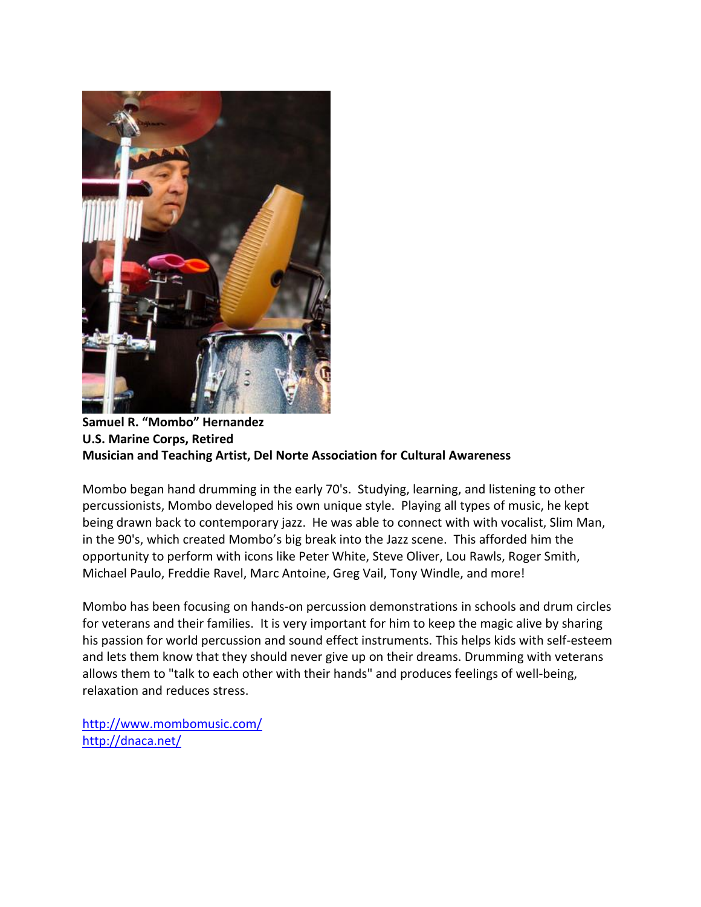**Samuel R. "Mombo" Hernandez**
**U.S. Marine Corps, Retired**
**Musician and Teaching Artist, Del Norte Association for Cultural Awareness**

Mombo began hand drumming in the early 70's. Studying, learning, and listening to other percussionists, Mombo developed his own unique style. Playing all types of music, he kept being drawn back to contemporary jazz. He was able to connect with with vocalist, Slim Man, in the 90's, which created Mombo's big break into the Jazz scene. This afforded him the opportunity to perform with icons like Peter White, Steve Oliver, Lou Rawls, Roger Smith, Michael Paulo, Freddie Ravel, Marc Antoine, Greg Vail, Tony Windle, and more!

Mombo has been focusing on hands-on percussion demonstrations in schools and drum circles for veterans and their families. It is very important for him to keep the magic alive by sharing his passion for world percussion and sound effect instruments. This helps kids with self-esteem and lets them know that they should never give up on their dreams. Drumming with veterans allows them to "talk to each other with their hands" and produces feelings of well-being, relaxation and reduces stress.

http://www.mombomusic.com/
http://dnaca.net/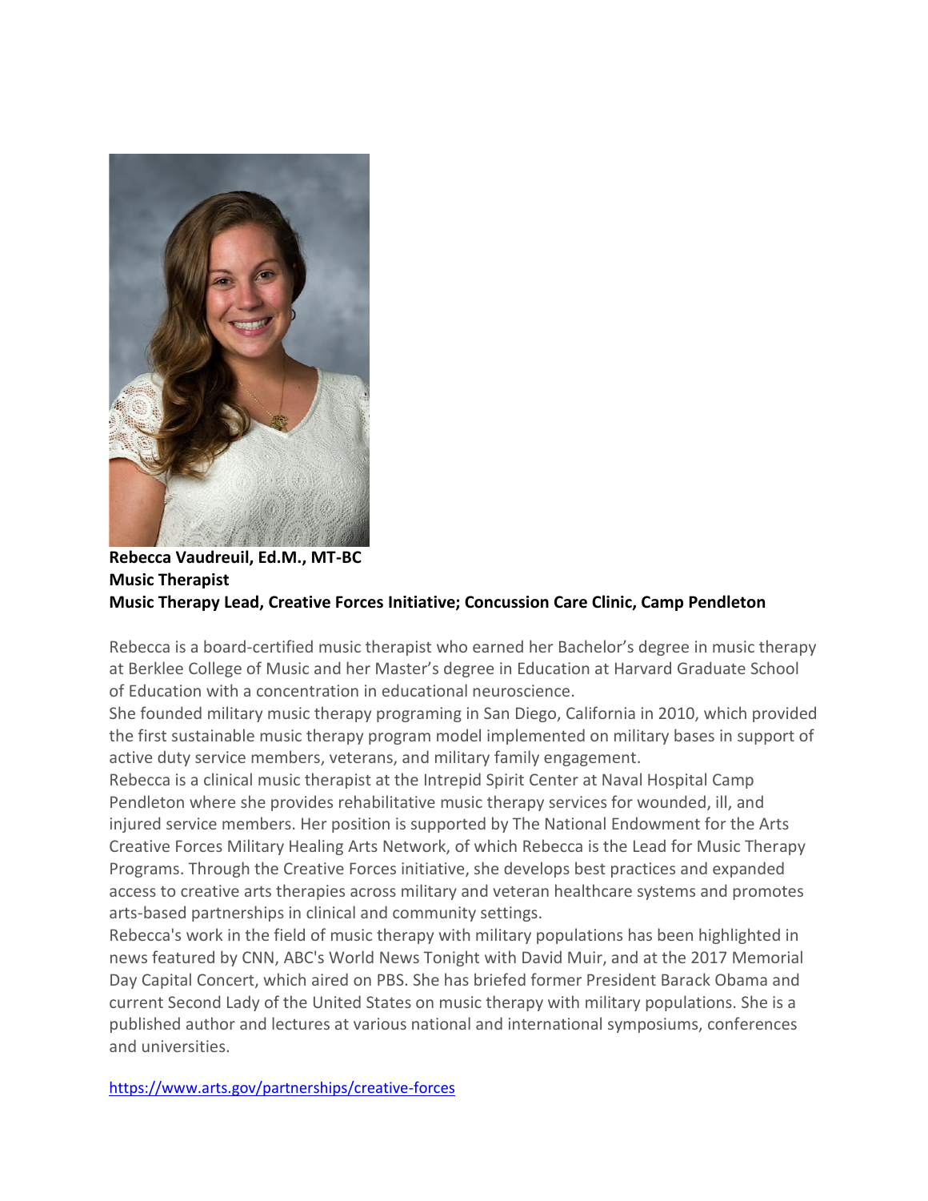**Rebecca Vaudreuil, Ed.M., MT-BC**
**Music Therapist**
**Music Therapy Lead, Creative Forces Initiative; Concussion Care Clinic, Camp Pendleton**

Rebecca is a board-certified music therapist who earned her Bachelor's degree in music therapy at Berklee College of Music and her Master's degree in Education at Harvard Graduate School of Education with a concentration in educational neuroscience.

She founded military music therapy programing in San Diego, California in 2010, which provided the first sustainable music therapy program model implemented on military bases in support of active duty service members, veterans, and military family engagement.

Rebecca is a clinical music therapist at the Intrepid Spirit Center at Naval Hospital Camp Pendleton where she provides rehabilitative music therapy services for wounded, ill, and injured service members. Her position is supported by The National Endowment for the Arts Creative Forces Military Healing Arts Network, of which Rebecca is the Lead for Music Therapy Programs. Through the Creative Forces initiative, she develops best practices and expanded access to creative arts therapies across military and veteran healthcare systems and promotes arts-based partnerships in clinical and community settings.

Rebecca's work in the field of music therapy with military populations has been highlighted in news featured by CNN, ABC's World News Tonight with David Muir, and at the 2017 Memorial Day Capital Concert, which aired on PBS. She has briefed former President Barack Obama and current Second Lady of the United States on music therapy with military populations. She is a published author and lectures at various national and international symposiums, conferences and universities.

https://www.arts.gov/partnerships/creative-forces